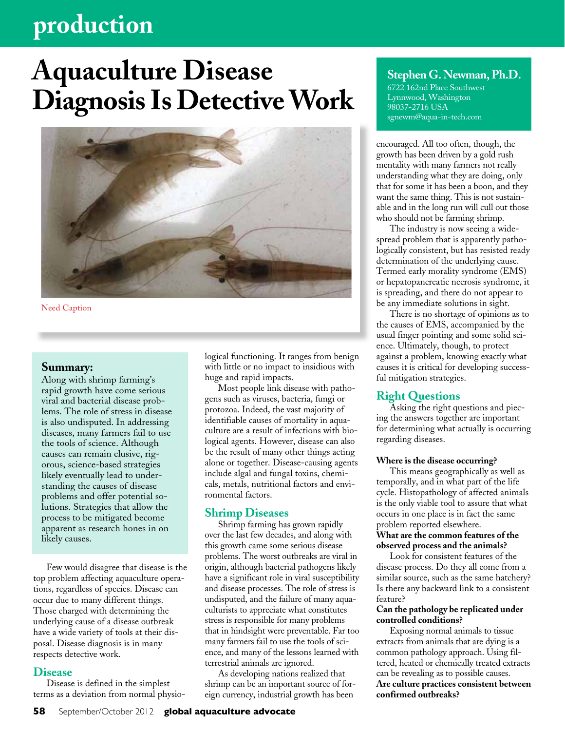# Aquaculture Disease Diagnosis Is Detective Work

Need Caption

**Stephen G. Newman, Ph.D.**
6722 162nd Place Southwest
Lynnwood, Washington
98037-2716 USA
sgnewm@aqua-in-tech.com

### Summary:

Along with shrimp farming's rapid growth have come serious viral and bacterial disease problems. The role of stress in disease is also undisputed. In addressing diseases, many farmers fail to use the tools of science. Although causes can remain elusive, rigorous, science-based strategies likely eventually lead to understanding the causes of disease problems and offer potential solutions. Strategies that allow the process to be mitigated become apparent as research hones in on likely causes.

Few would disagree that disease is the top problem affecting aquaculture operations, regardless of species. Disease can occur due to many different things. Those charged with determining the underlying cause of a disease outbreak have a wide variety of tools at their disposal. Disease diagnosis is in many respects detective work.

## Disease

Disease is defined in the simplest terms as a deviation from normal physiological functioning. It ranges from benign with little or no impact to insidious with huge and rapid impacts.

Most people link disease with pathogens such as viruses, bacteria, fungi or protozoa. Indeed, the vast majority of identifiable causes of mortality in aquaculture are a result of infections with biological agents. However, disease can also be the result of many other things acting alone or together. Disease-causing agents include algal and fungal toxins, chemicals, metals, nutritional factors and environmental factors.

## Shrimp Diseases

Shrimp farming has grown rapidly over the last few decades, and along with this growth came some serious disease problems. The worst outbreaks are viral in origin, although bacterial pathogens likely have a significant role in viral susceptibility and disease processes. The role of stress is undisputed, and the failure of many aquaculturists to appreciate what constitutes stress is responsible for many problems that in hindsight were preventable. Far too many farmers fail to use the tools of science, and many of the lessons learned with terrestrial animals are ignored.

As developing nations realized that shrimp can be an important source of foreign currency, industrial growth has been encouraged. All too often, though, the growth has been driven by a gold rush mentality with many farmers not really understanding what they are doing, only that for some it has been a boon, and they want the same thing. This is not sustainable and in the long run will cull out those who should not be farming shrimp.

The industry is now seeing a widespread problem that is apparently pathologically consistent, but has resisted ready determination of the underlying cause. Termed early morality syndrome (EMS) or hepatopancreatic necrosis syndrome, it is spreading, and there do not appear to be any immediate solutions in sight.

There is no shortage of opinions as to the causes of EMS, accompanied by the usual finger pointing and some solid science. Ultimately, though, to protect against a problem, knowing exactly what causes it is critical for developing successful mitigation strategies.

## Right Questions

Asking the right questions and piecing the answers together are important for determining what actually is occurring regarding diseases.

**Where is the disease occurring?**

This means geographically as well as temporally, and in what part of the life cycle. Histopathology of affected animals is the only viable tool to assure that what occurs in one place is in fact the same problem reported elsewhere.

**What are the common features of the observed process and the animals?**

Look for consistent features of the disease process. Do they all come from a similar source, such as the same hatchery? Is there any backward link to a consistent feature?

**Can the pathology be replicated under controlled conditions?**

Exposing normal animals to tissue extracts from animals that are dying is a common pathology approach. Using filtered, heated or chemically treated extracts can be revealing as to possible causes.

**Are culture practices consistent between confirmed outbreaks?**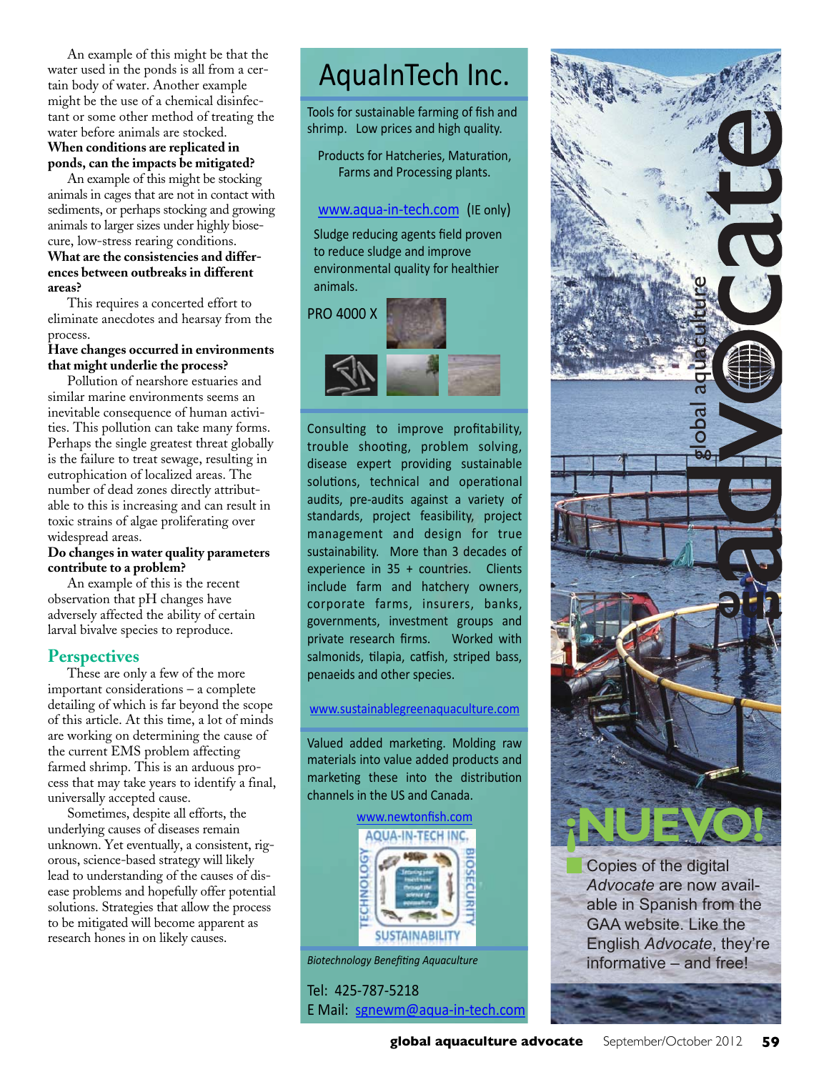An example of this might be that the water used in the ponds is all from a certain body of water. Another example might be the use of a chemical disinfectant or some other method of treating the water before animals are stocked.

**When conditions are replicated in ponds, can the impacts be mitigated?**

An example of this might be stocking animals in cages that are not in contact with sediments, or perhaps stocking and growing animals to larger sizes under highly biosecure, low-stress rearing conditions.

**What are the consistencies and differences between outbreaks in different areas?**

This requires a concerted effort to eliminate anecdotes and hearsay from the process.

**Have changes occurred in environments that might underlie the process?**

Pollution of nearshore estuaries and similar marine environments seems an inevitable consequence of human activities. This pollution can take many forms. Perhaps the single greatest threat globally is the failure to treat sewage, resulting in eutrophication of localized areas. The number of dead zones directly attributable to this is increasing and can result in toxic strains of algae proliferating over widespread areas.

**Do changes in water quality parameters contribute to a problem?**

An example of this is the recent observation that pH changes have adversely affected the ability of certain larval bivalve species to reproduce.

## Perspectives

These are only a few of the more important considerations – a complete detailing of which is far beyond the scope of this article. At this time, a lot of minds are working on determining the cause of the current EMS problem affecting farmed shrimp. This is an arduous process that may take years to identify a final, universally accepted cause.

Sometimes, despite all efforts, the underlying causes of diseases remain unknown. Yet eventually, a consistent, rigorous, science-based strategy will likely lead to understanding of the causes of disease problems and hopefully offer potential solutions. Strategies that allow the process to be mitigated will become apparent as research hones in on likely causes.

# AquaInTech Inc.

Tools for sustainable farming of fish and shrimp. Low prices and high quality.

Products for Hatcheries, Maturation, Farms and Processing plants.

www.aqua-in-tech.com (IE only)

Sludge reducing agents field proven to reduce sludge and improve environmental quality for healthier animals.

PRO 4000 X

Consulting to improve profitability, trouble shooting, problem solving, disease expert providing sustainable solutions, technical and operational audits, pre-audits against a variety of standards, project feasibility, project management and design for true sustainability. More than 3 decades of experience in 35 + countries. Clients include farm and hatchery owners, corporate farms, insurers, banks, governments, investment groups and private research firms. Worked with salmonids, tilapia, catfish, striped bass, penaeids and other species.

www.sustainablegreenaquaculture.com

Valued added marketing. Molding raw materials into value added products and marketing these into the distribution channels in the US and Canada.

www.newtonfish.com

AQUA-IN-TECH INC. TECHNOLOGY BIOSECURITY SUSTAINABILITY

*Biotechnology Benefiting Aquaculture*

Tel: 425-787-5218
E Mail: sgnewm@aqua-in-tech.com

# the global aquaculture advocate

## ¡NUEVO!

Copies of the digital *Advocate* are now available in Spanish from the GAA website. Like the English *Advocate*, they're informative – and free!